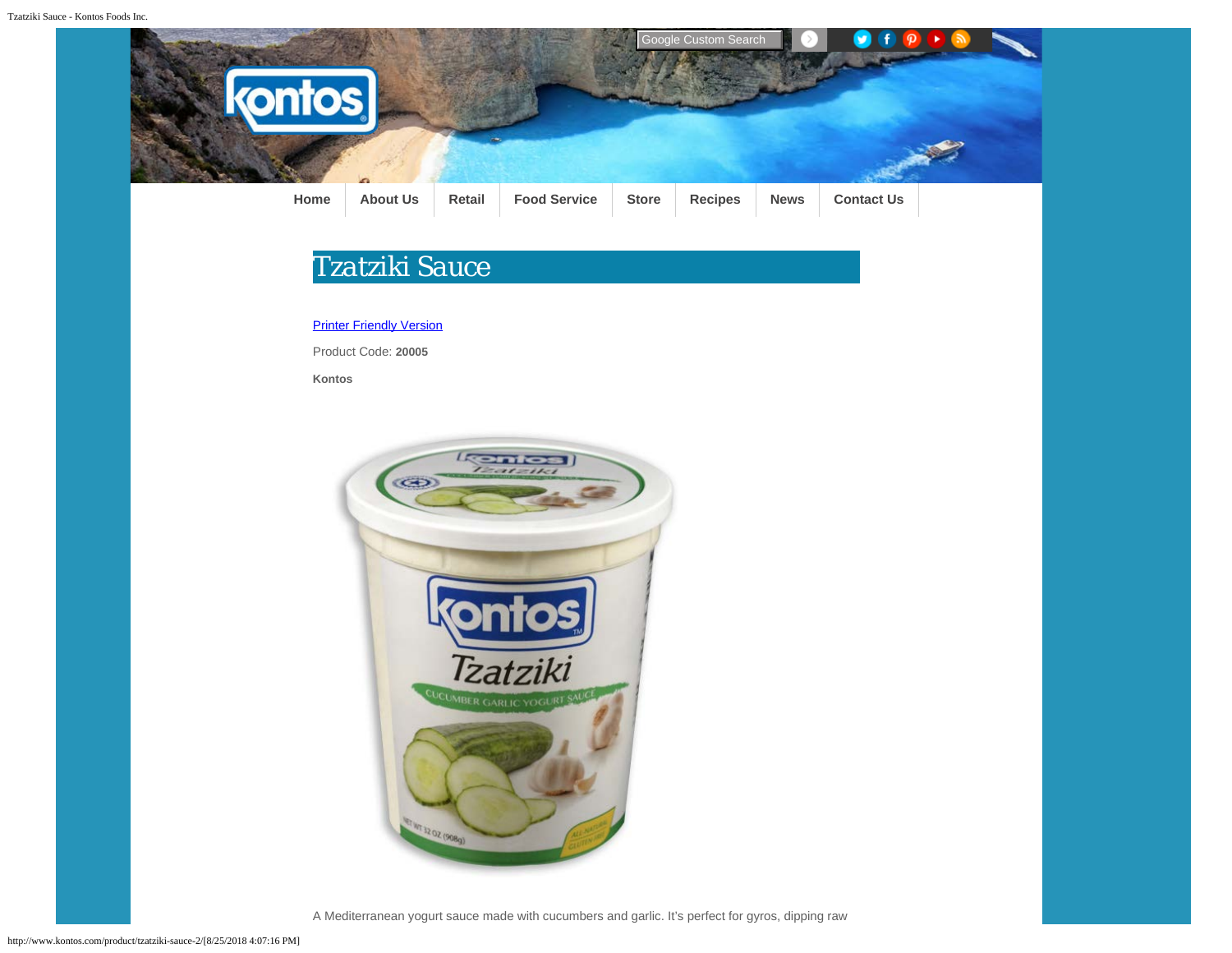Home | About Us | Retail | Food Service | Store | Recipes | News | Contact Us

# Tzatziki Sauce

Printer Friendly Version

Product Code: **20005**

**Kontos**

A Mediterranean yogurt sauce made with cucumbers and garlic. It's perfect for gyros, dipping raw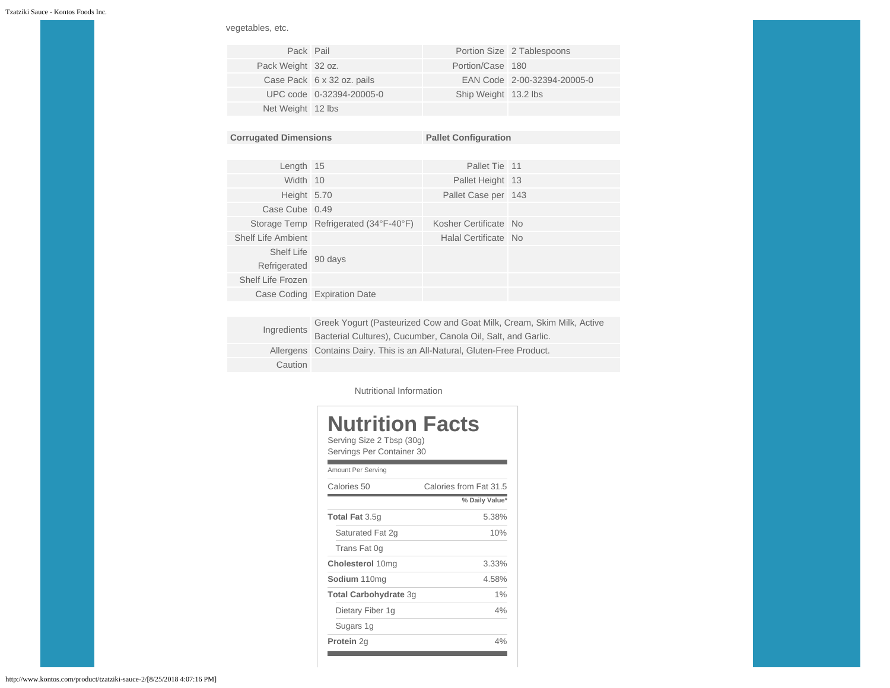vegetables, etc.

| | | | |
|---|---|---|---|
| Pack | Pail | Portion Size | 2 Tablespoons |
| Pack Weight | 32 oz. | Portion/Case | 180 |
| Case Pack | 6 x 32 oz. pails | EAN Code | 2-00-32394-20005-0 |
| UPC code | 0-32394-20005-0 | Ship Weight | 13.2 lbs |
| Net Weight | 12 lbs | | |

| **Corrugated Dimensions** | | **Pallet Configuration** | |
|---|---|---|---|
| Length | 15 | Pallet Tie | 11 |
| Width | 10 | Pallet Height | 13 |
| Height | 5.70 | Pallet Case per | 143 |
| Case Cube | 0.49 | | |
| Storage Temp | Refrigerated (34°F-40°F) | Kosher Certificate | No |
| Shelf Life Ambient | | Halal Certificate | No |
| Shelf Life Refrigerated | 90 days | | |
| Shelf Life Frozen | | | |
| Case Coding | Expiration Date | | |

| | |
|---|---|
| Ingredients | Greek Yogurt (Pasteurized Cow and Goat Milk, Cream, Skim Milk, Active Bacterial Cultures), Cucumber, Canola Oil, Salt, and Garlic. |
| Allergens | Contains Dairy. This is an All-Natural, Gluten-Free Product. |
| Caution | |

Nutritional Information

# Nutrition Facts

Serving Size 2 Tbsp (30g)
Servings Per Container 30

Amount Per Serving

| | |
|---|---|
| Calories 50 | Calories from Fat 31.5 |
| | **% Daily Value*** |
| **Total Fat** 3.5g | 5.38% |
| Saturated Fat 2g | 10% |
| Trans Fat 0g | |
| **Cholesterol** 10mg | 3.33% |
| **Sodium** 110mg | 4.58% |
| **Total Carbohydrate** 3g | 1% |
| Dietary Fiber 1g | 4% |
| Sugars 1g | |
| **Protein** 2g | 4% |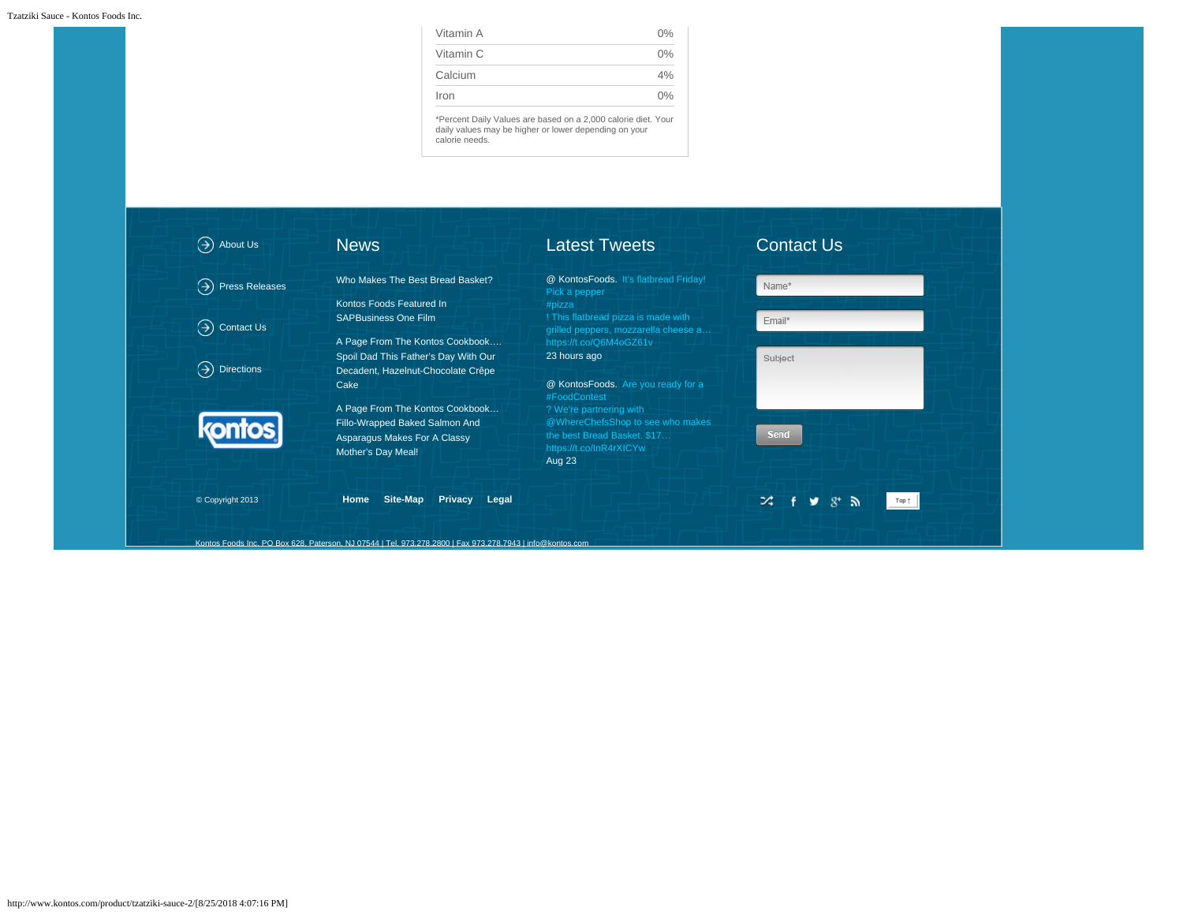| Vitamin A | 0% |
|---|---|
| Vitamin C | 0% |
| Calcium | 4% |
| Iron | 0% |

*Percent Daily Values are based on a 2,000 calorie diet. Your daily values may be higher or lower depending on your calorie needs.

- About Us
- Press Releases
- Contact Us
- Directions

## News

Who Makes The Best Bread Basket?

Kontos Foods Featured In SAPBusiness One Film

A Page From The Kontos Cookbook…. Spoil Dad This Father's Day With Our Decadent, Hazelnut-Chocolate Crêpe Cake

A Page From The Kontos Cookbook… Fillo-Wrapped Baked Salmon And Asparagus Makes For A Classy Mother's Day Meal!

## Latest Tweets

@ KontosFoods. It's flatbread Friday! Pick a pepper #pizza ! This flatbread pizza is made with grilled peppers, mozzarella cheese a… https://t.co/Q6M4oGZ61v
23 hours ago

@ KontosFoods. Are you ready for a #FoodContest ? We're partnering with @WhereChefsShop to see who makes the best Bread Basket. $17… https://t.co/lnR4rXICYw
Aug 23

## Contact Us

Name*

Email*

Subject

Send

© Copyright 2013

**Home** **Site-Map** **Privacy** **Legal**

Top ↑

Kontos Foods Inc. PO Box 628, Paterson, NJ 07544 | Tel. 973.278.2800 | Fax 973.278.7943 | info@kontos.com